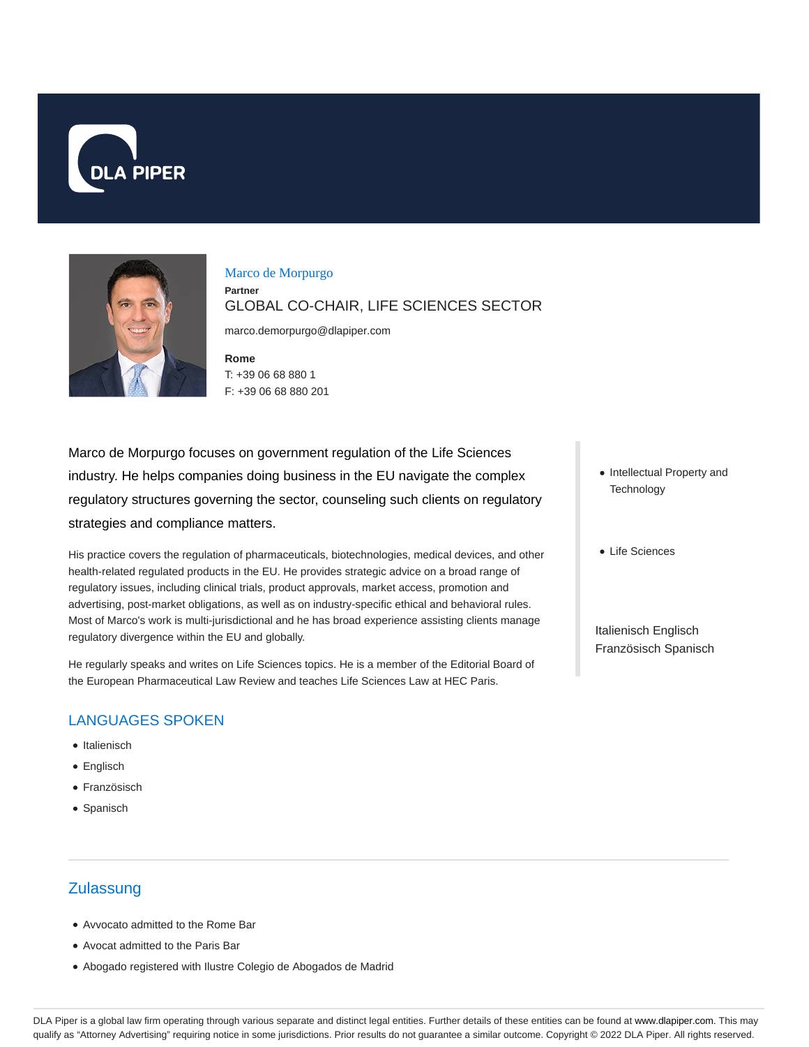# Marco de Morpurgo

**Partner**

GLOBAL CO-CHAIR, LIFE SCIENCES SECTOR

marco.demorpurgo@dlapiper.com

**Rome**

T: +39 06 68 880 1

F: +39 06 68 880 201

Marco de Morpurgo focuses on government regulation of the Life Sciences industry. He helps companies doing business in the EU navigate the complex regulatory structures governing the sector, counseling such clients on regulatory strategies and compliance matters.

His practice covers the regulation of pharmaceuticals, biotechnologies, medical devices, and other health-related regulated products in the EU. He provides strategic advice on a broad range of regulatory issues, including clinical trials, product approvals, market access, promotion and advertising, post-market obligations, as well as on industry-specific ethical and behavioral rules. Most of Marco's work is multi-jurisdictional and he has broad experience assisting clients manage regulatory divergence within the EU and globally.

He regularly speaks and writes on Life Sciences topics. He is a member of the Editorial Board of the European Pharmaceutical Law Review and teaches Life Sciences Law at HEC Paris.

- Intellectual Property and Technology
- Life Sciences

Italienisch Englisch Französisch Spanisch

## LANGUAGES SPOKEN

- Italienisch
- Englisch
- Französisch
- Spanisch

## Zulassung

- Avvocato admitted to the Rome Bar
- Avocat admitted to the Paris Bar
- Abogado registered with Ilustre Colegio de Abogados de Madrid

DLA Piper is a global law firm operating through various separate and distinct legal entities. Further details of these entities can be found at www.dlapiper.com. This may qualify as "Attorney Advertising" requiring notice in some jurisdictions. Prior results do not guarantee a similar outcome. Copyright © 2022 DLA Piper. All rights reserved.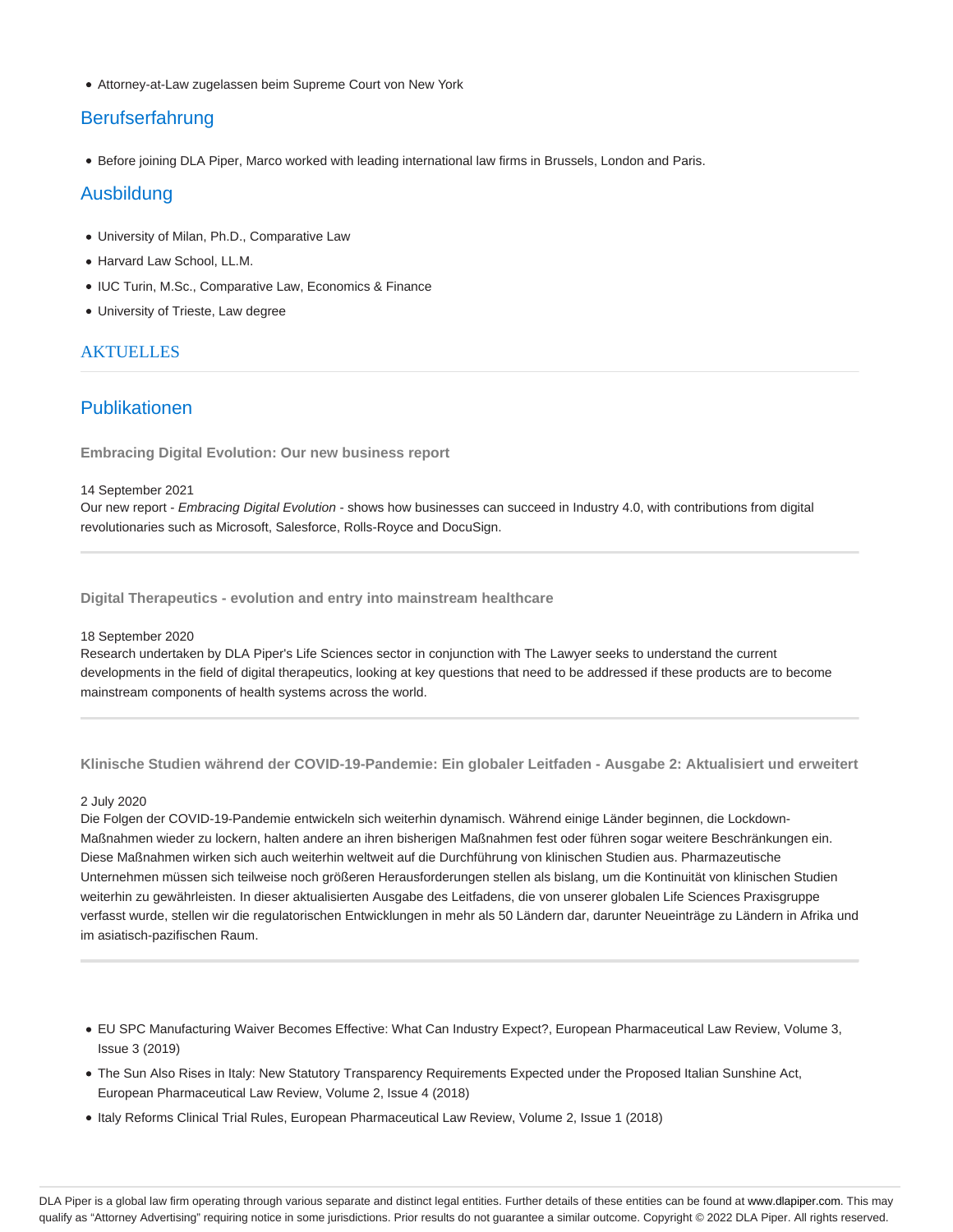- Attorney-at-Law zugelassen beim Supreme Court von New York

## Berufserfahrung

- Before joining DLA Piper, Marco worked with leading international law firms in Brussels, London and Paris.

## Ausbildung

- University of Milan, Ph.D., Comparative Law
- Harvard Law School, LL.M.
- IUC Turin, M.Sc., Comparative Law, Economics & Finance
- University of Trieste, Law degree

## AKTUELLES

## Publikationen

### Embracing Digital Evolution: Our new business report

14 September 2021

Our new report - *Embracing Digital Evolution* - shows how businesses can succeed in Industry 4.0, with contributions from digital revolutionaries such as Microsoft, Salesforce, Rolls-Royce and DocuSign.

### Digital Therapeutics - evolution and entry into mainstream healthcare

18 September 2020

Research undertaken by DLA Piper's Life Sciences sector in conjunction with The Lawyer seeks to understand the current developments in the field of digital therapeutics, looking at key questions that need to be addressed if these products are to become mainstream components of health systems across the world.

### Klinische Studien während der COVID-19-Pandemie: Ein globaler Leitfaden - Ausgabe 2: Aktualisiert und erweitert

2 July 2020

Die Folgen der COVID-19-Pandemie entwickeln sich weiterhin dynamisch. Während einige Länder beginnen, die Lockdown-Maßnahmen wieder zu lockern, halten andere an ihren bisherigen Maßnahmen fest oder führen sogar weitere Beschränkungen ein. Diese Maßnahmen wirken sich auch weiterhin weltweit auf die Durchführung von klinischen Studien aus. Pharmazeutische Unternehmen müssen sich teilweise noch größeren Herausforderungen stellen als bislang, um die Kontinuität von klinischen Studien weiterhin zu gewährleisten. In dieser aktualisierten Ausgabe des Leitfadens, die von unserer globalen Life Sciences Praxisgruppe verfasst wurde, stellen wir die regulatorischen Entwicklungen in mehr als 50 Ländern dar, darunter Neueinträge zu Ländern in Afrika und im asiatisch-pazifischen Raum.

- EU SPC Manufacturing Waiver Becomes Effective: What Can Industry Expect?, European Pharmaceutical Law Review, Volume 3, Issue 3 (2019)
- The Sun Also Rises in Italy: New Statutory Transparency Requirements Expected under the Proposed Italian Sunshine Act, European Pharmaceutical Law Review, Volume 2, Issue 4 (2018)
- Italy Reforms Clinical Trial Rules, European Pharmaceutical Law Review, Volume 2, Issue 1 (2018)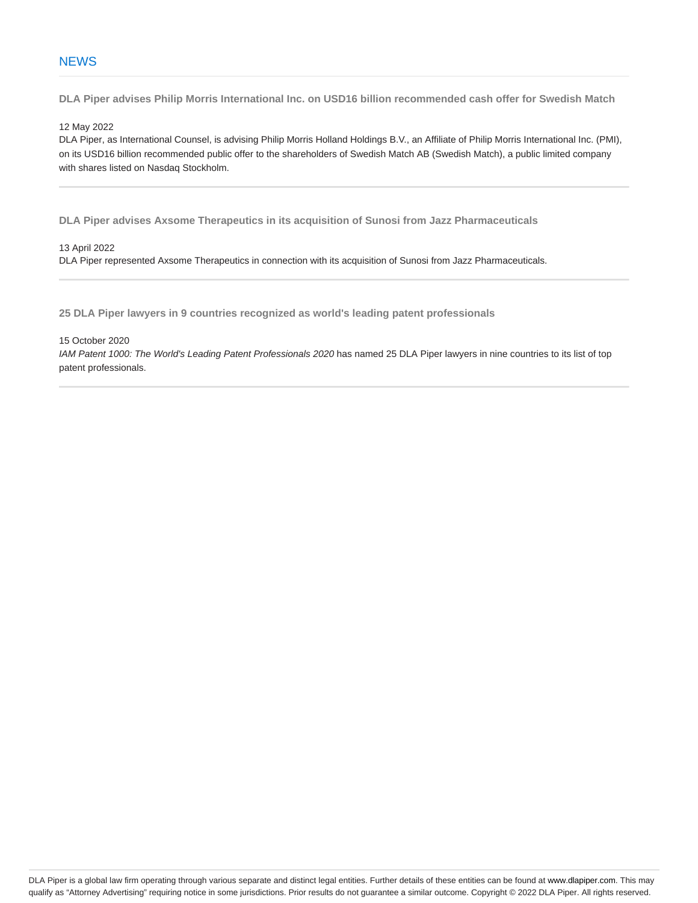## NEWS

**DLA Piper advises Philip Morris International Inc. on USD16 billion recommended cash offer for Swedish Match**

12 May 2022

DLA Piper, as International Counsel, is advising Philip Morris Holland Holdings B.V., an Affiliate of Philip Morris International Inc. (PMI), on its USD16 billion recommended public offer to the shareholders of Swedish Match AB (Swedish Match), a public limited company with shares listed on Nasdaq Stockholm.

---

**DLA Piper advises Axsome Therapeutics in its acquisition of Sunosi from Jazz Pharmaceuticals**

13 April 2022

DLA Piper represented Axsome Therapeutics in connection with its acquisition of Sunosi from Jazz Pharmaceuticals.

---

**25 DLA Piper lawyers in 9 countries recognized as world's leading patent professionals**

15 October 2020

*IAM Patent 1000: The World's Leading Patent Professionals 2020* has named 25 DLA Piper lawyers in nine countries to its list of top patent professionals.

---

DLA Piper is a global law firm operating through various separate and distinct legal entities. Further details of these entities can be found at www.dlapiper.com. This may qualify as "Attorney Advertising" requiring notice in some jurisdictions. Prior results do not guarantee a similar outcome. Copyright © 2022 DLA Piper. All rights reserved.